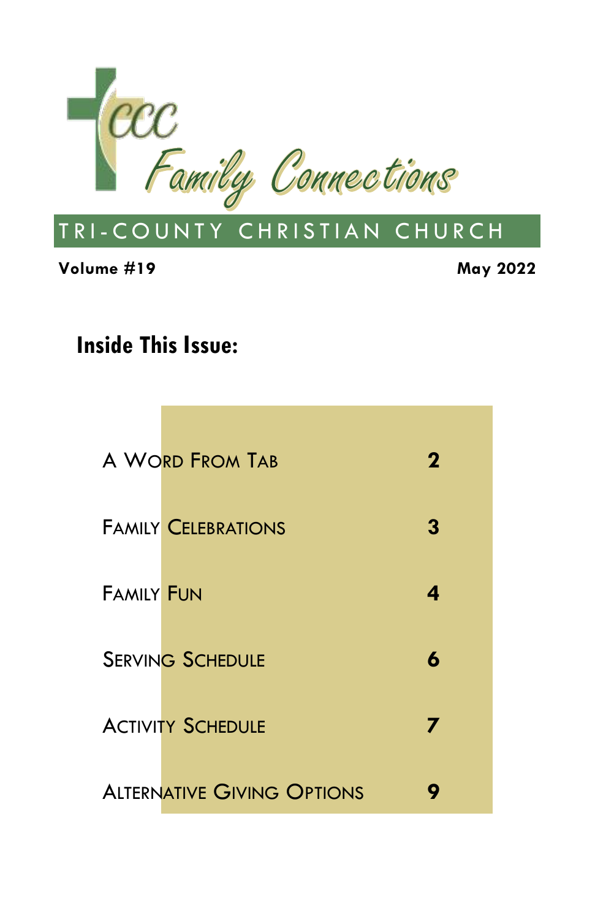# CCC Family Connections

## TRI-COUNTY CHRISTIAN CHURCH

**Volume #19** **May 2022**

## Inside This Issue:

| | |
|---|---|
| A Word From Tab | **2** |
| Family Celebrations | **3** |
| Family Fun | **4** |
| Serving Schedule | **6** |
| Activity Schedule | **7** |
| Alternative Giving Options | **9** |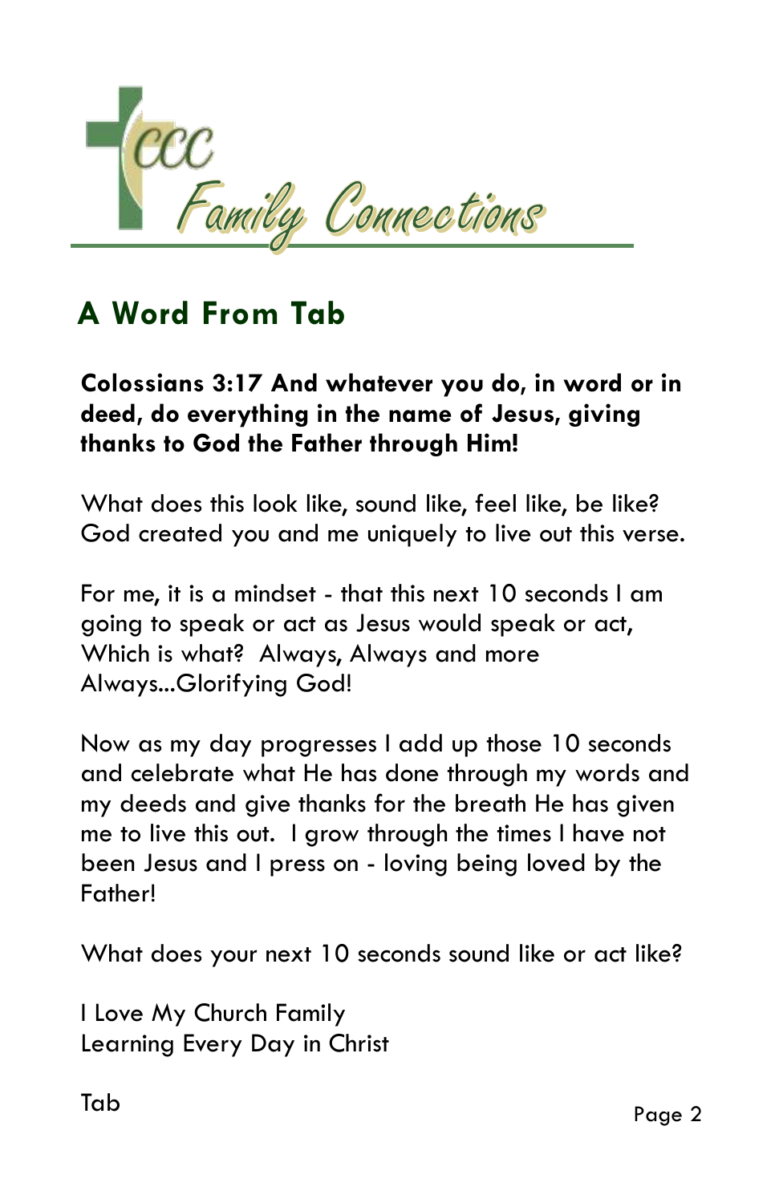# CCC Family Connections

## A Word From Tab

**Colossians 3:17 And whatever you do, in word or in deed, do everything in the name of Jesus, giving thanks to God the Father through Him!**

What does this look like, sound like, feel like, be like? God created you and me uniquely to live out this verse.

For me, it is a mindset - that this next 10 seconds I am going to speak or act as Jesus would speak or act, Which is what? Always, Always and more Always...Glorifying God!

Now as my day progresses I add up those 10 seconds and celebrate what He has done through my words and my deeds and give thanks for the breath He has given me to live this out. I grow through the times I have not been Jesus and I press on - loving being loved by the Father!

What does your next 10 seconds sound like or act like?

I Love My Church Family
Learning Every Day in Christ

Tab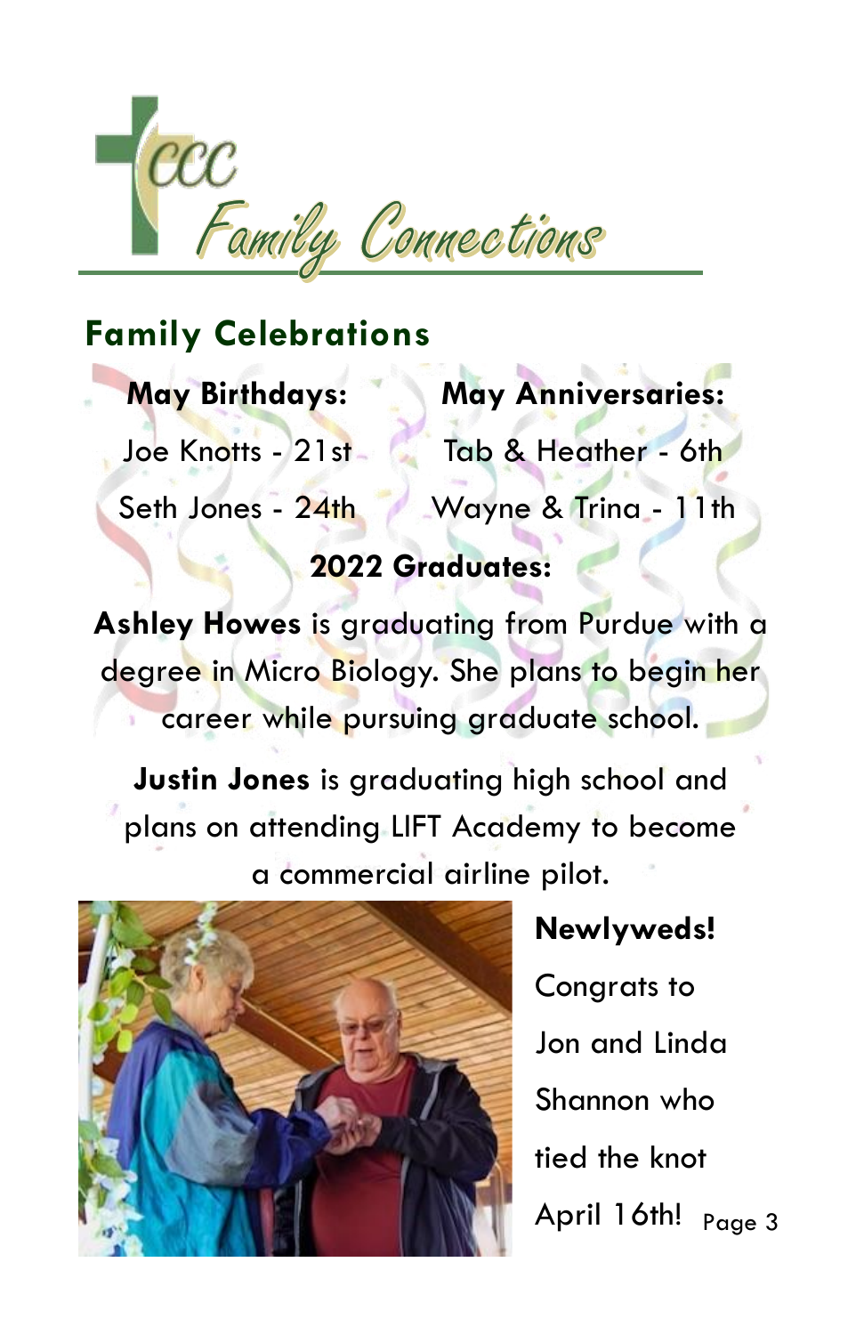# CCC Family Connections

## Family Celebrations

| May Birthdays: | May Anniversaries: |
| --- | --- |
| Joe Knotts - 21st | Tab & Heather - 6th |
| Seth Jones - 24th | Wayne & Trina - 11th |

### 2022 Graduates:

**Ashley Howes** is graduating from Purdue with a degree in Micro Biology. She plans to begin her career while pursuing graduate school.

**Justin Jones** is graduating high school and plans on attending LIFT Academy to become a commercial airline pilot.

**Newlyweds!**

Congrats to Jon and Linda Shannon who tied the knot April 16th!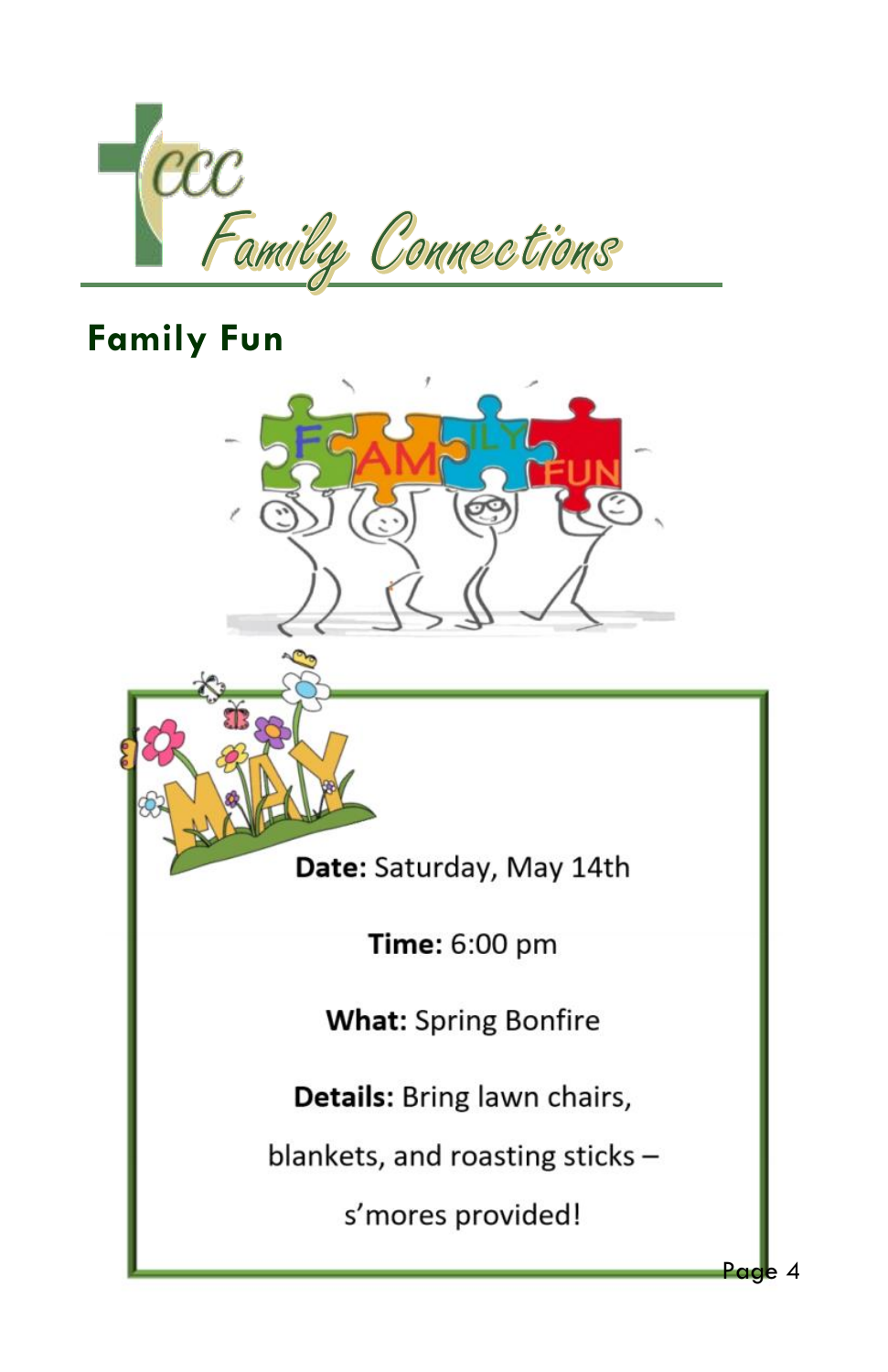# CCC Family Connections

## Family Fun

**Date:** Saturday, May 14th

**Time:** 6:00 pm

**What:** Spring Bonfire

**Details:** Bring lawn chairs, blankets, and roasting sticks – s'mores provided!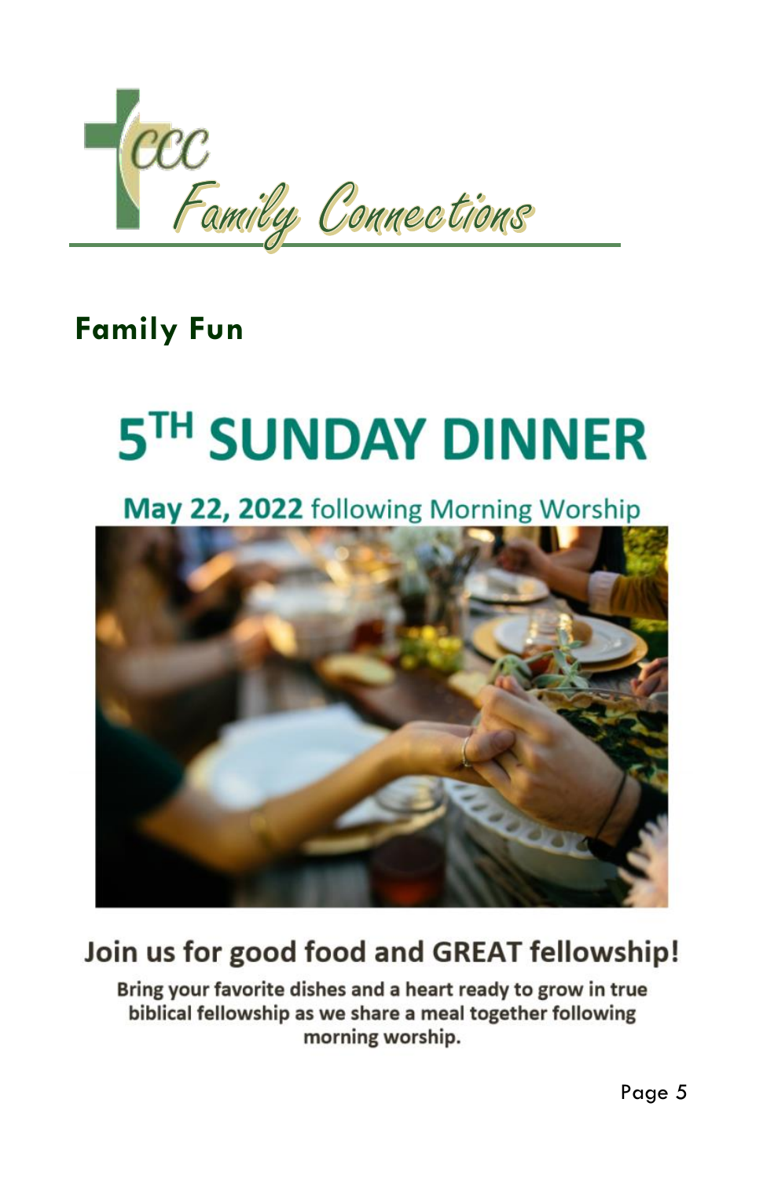CCC Family Connections

## Family Fun

# 5TH SUNDAY DINNER

**May 22, 2022** following Morning Worship

## Join us for good food and GREAT fellowship!

**Bring your favorite dishes and a heart ready to grow in true biblical fellowship as we share a meal together following morning worship.**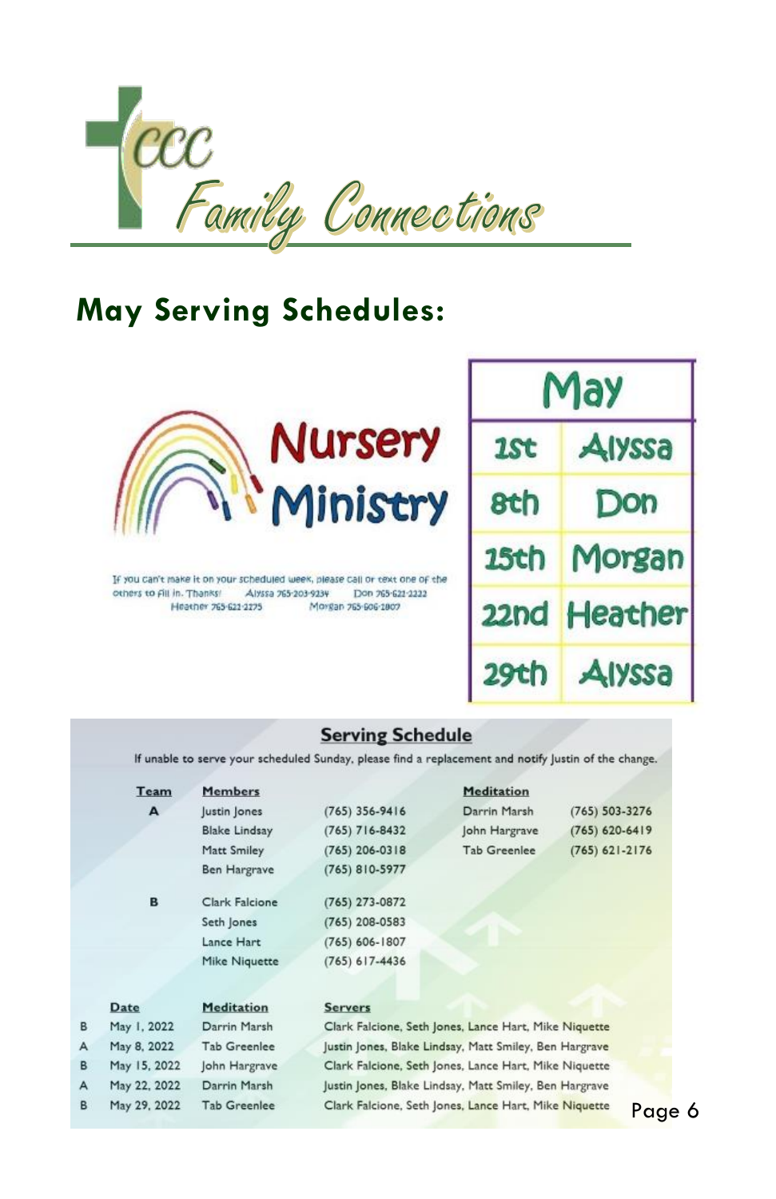# CCC Family Connections

## May Serving Schedules:

### Nursery Ministry

If you can't make it on your scheduled week, please call or text one of the others to fill in. Thanks! Alyssa 765-203-9234 Don 765-621-2222 Heather 765-621-2275 Morgan 765-606-1807

| May | |
|---|---|
| 1st | Alyssa |
| 8th | Don |
| 15th | Morgan |
| 22nd | Heather |
| 29th | Alyssa |

### Serving Schedule

If unable to serve your scheduled Sunday, please find a replacement and notify Justin of the change.

| Team | Members | | Meditation | |
|---|---|---|---|---|
| A | Justin Jones | (765) 356-9416 | Darrin Marsh | (765) 503-3276 |
| | Blake Lindsay | (765) 716-8432 | John Hargrave | (765) 620-6419 |
| | Matt Smiley | (765) 206-0318 | Tab Greenlee | (765) 621-2176 |
| | Ben Hargrave | (765) 810-5977 | | |
| B | Clark Falcione | (765) 273-0872 | | |
| | Seth Jones | (765) 208-0583 | | |
| | Lance Hart | (765) 606-1807 | | |
| | Mike Niquette | (765) 617-4436 | | |

| | Date | Meditation | Servers |
|---|---|---|---|
| B | May 1, 2022 | Darrin Marsh | Clark Falcione, Seth Jones, Lance Hart, Mike Niquette |
| A | May 8, 2022 | Tab Greenlee | Justin Jones, Blake Lindsay, Matt Smiley, Ben Hargrave |
| B | May 15, 2022 | John Hargrave | Clark Falcione, Seth Jones, Lance Hart, Mike Niquette |
| A | May 22, 2022 | Darrin Marsh | Justin Jones, Blake Lindsay, Matt Smiley, Ben Hargrave |
| B | May 29, 2022 | Tab Greenlee | Clark Falcione, Seth Jones, Lance Hart, Mike Niquette |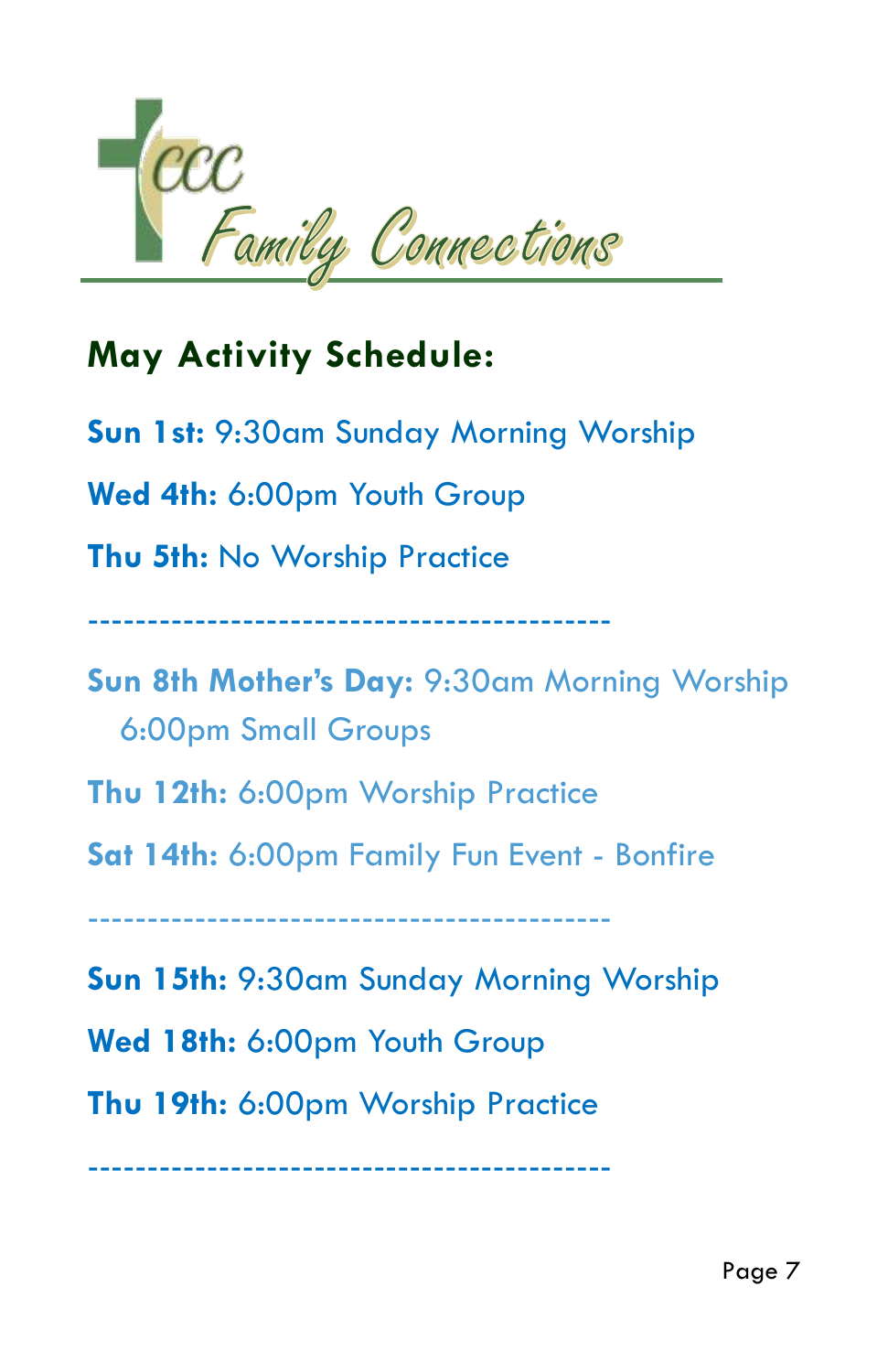# CCC Family Connections

## May Activity Schedule:

**Sun 1st:** 9:30am Sunday Morning Worship

**Wed 4th:** 6:00pm Youth Group

**Thu 5th:** No Worship Practice

-------------------------------------------

**Sun 8th Mother's Day:** 9:30am Morning Worship
6:00pm Small Groups

**Thu 12th:** 6:00pm Worship Practice

**Sat 14th:** 6:00pm Family Fun Event - Bonfire

-------------------------------------------

**Sun 15th:** 9:30am Sunday Morning Worship

**Wed 18th:** 6:00pm Youth Group

**Thu 19th:** 6:00pm Worship Practice

-------------------------------------------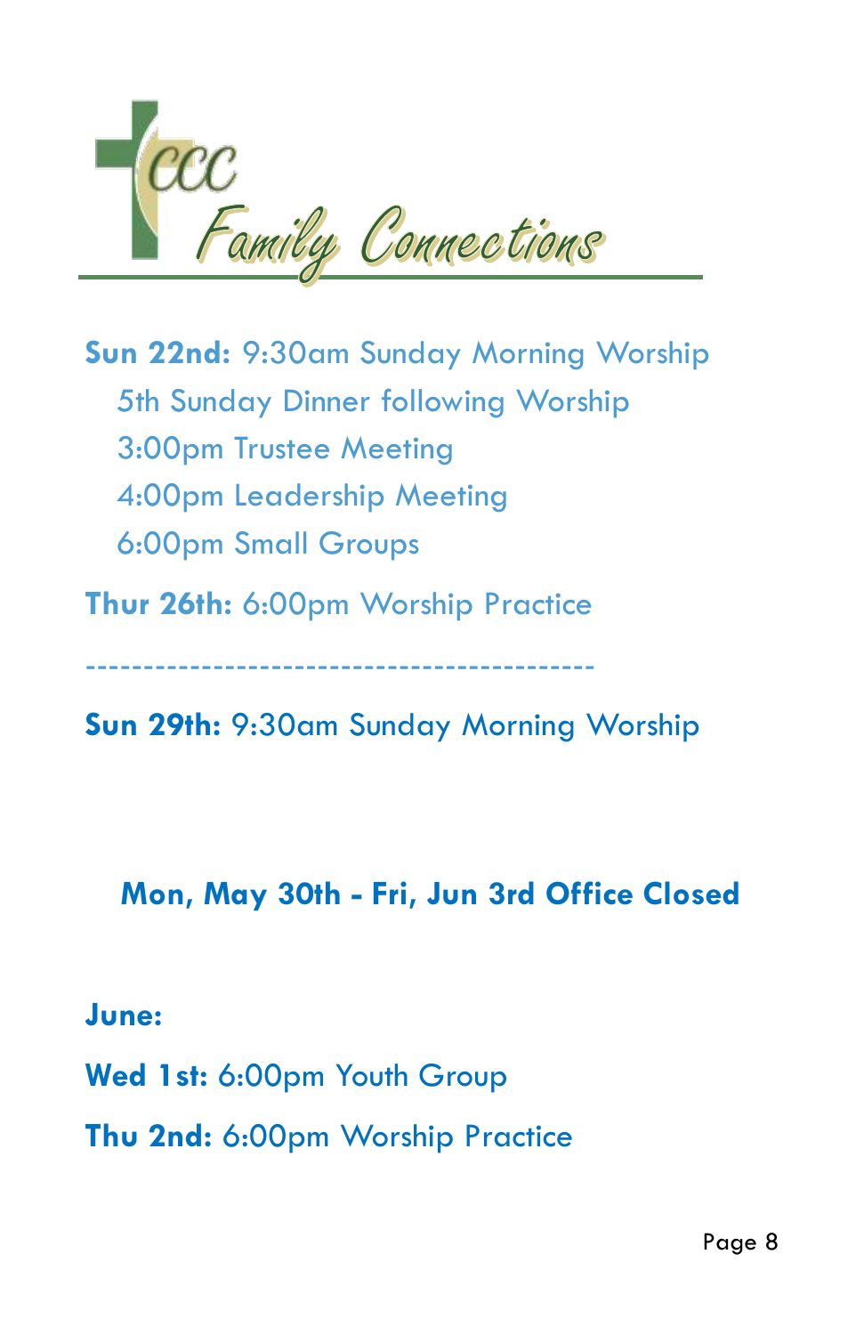# CCC Family Connections

**Sun 22nd:** 9:30am Sunday Morning Worship

5th Sunday Dinner following Worship

3:00pm Trustee Meeting

4:00pm Leadership Meeting

6:00pm Small Groups

**Thur 26th:** 6:00pm Worship Practice

-------------------------------------------

**Sun 29th:** 9:30am Sunday Morning Worship

**Mon, May 30th - Fri, Jun 3rd Office Closed**

**June:**

**Wed 1st:** 6:00pm Youth Group

**Thu 2nd:** 6:00pm Worship Practice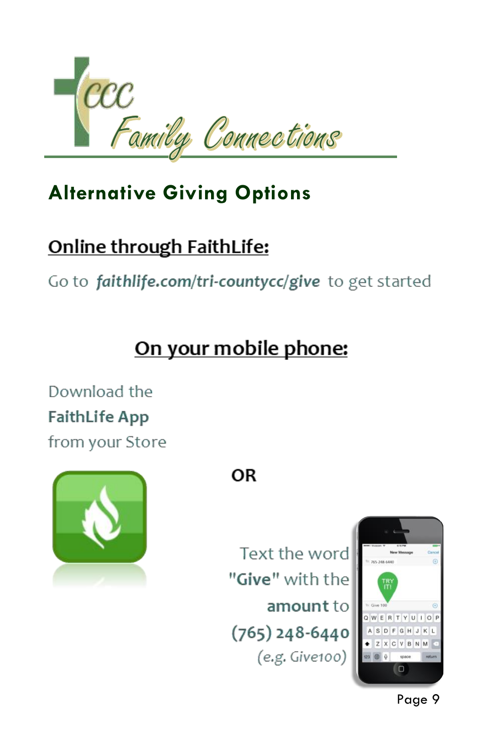# CCC Family Connections

## Alternative Giving Options

### Online through FaithLife:

Go to ***faithlife.com/tri-countycc/give*** to get started

### On your mobile phone:

Download the
**FaithLife App**
from your Store

**OR**

Text the word **"Give"** with the **amount** to **(765) 248-6440** (*e.g. Give100*)